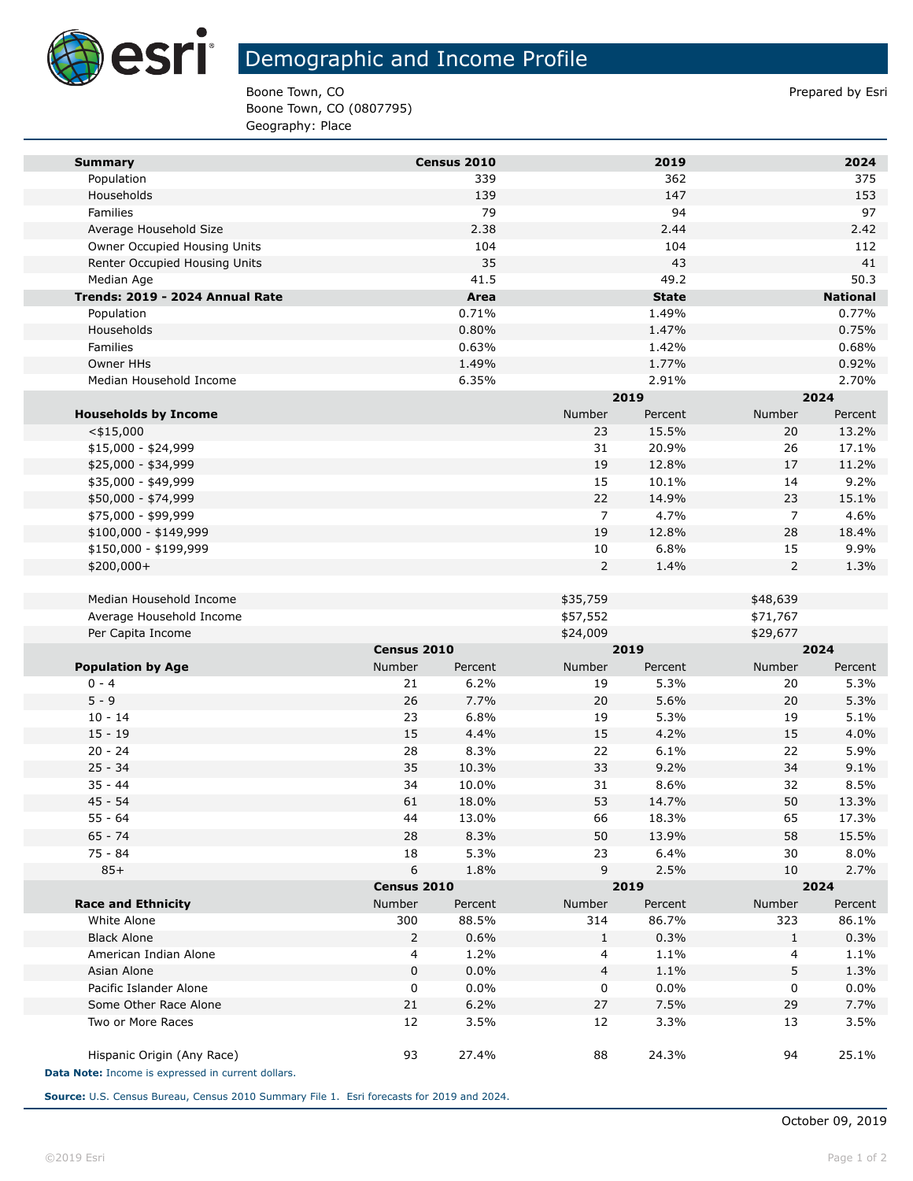# Demographic and Income Profile

Boone Town, CO
Boone Town, CO (0807795)
Geography: Place

Prepared by Esri

| Summary | Census 2010 | 2019 | 2024 |
|---|---|---|---|
| Population | 339 | 362 | 375 |
| Households | 139 | 147 | 153 |
| Families | 79 | 94 | 97 |
| Average Household Size | 2.38 | 2.44 | 2.42 |
| Owner Occupied Housing Units | 104 | 104 | 112 |
| Renter Occupied Housing Units | 35 | 43 | 41 |
| Median Age | 41.5 | 49.2 | 50.3 |

| Trends: 2019 - 2024 Annual Rate | Area | State | National |
|---|---|---|---|
| Population | 0.71% | 1.49% | 0.77% |
| Households | 0.80% | 1.47% | 0.75% |
| Families | 0.63% | 1.42% | 0.68% |
| Owner HHs | 1.49% | 1.77% | 0.92% |
| Median Household Income | 6.35% | 2.91% | 2.70% |

| | 2019 | | 2024 | |
|---|---|---|---|---|
| Households by Income | Number | Percent | Number | Percent |
| <$15,000 | 23 | 15.5% | 20 | 13.2% |
| $15,000 - $24,999 | 31 | 20.9% | 26 | 17.1% |
| $25,000 - $34,999 | 19 | 12.8% | 17 | 11.2% |
| $35,000 - $49,999 | 15 | 10.1% | 14 | 9.2% |
| $50,000 - $74,999 | 22 | 14.9% | 23 | 15.1% |
| $75,000 - $99,999 | 7 | 4.7% | 7 | 4.6% |
| $100,000 - $149,999 | 19 | 12.8% | 28 | 18.4% |
| $150,000 - $199,999 | 10 | 6.8% | 15 | 9.9% |
| $200,000+ | 2 | 1.4% | 2 | 1.3% |
| | | | | |
| Median Household Income | $35,759 | | $48,639 | |
| Average Household Income | $57,552 | | $71,767 | |
| Per Capita Income | $24,009 | | $29,677 | |

| | Census 2010 | | 2019 | | 2024 | |
|---|---|---|---|---|---|---|
| Population by Age | Number | Percent | Number | Percent | Number | Percent |
| 0 - 4 | 21 | 6.2% | 19 | 5.3% | 20 | 5.3% |
| 5 - 9 | 26 | 7.7% | 20 | 5.6% | 20 | 5.3% |
| 10 - 14 | 23 | 6.8% | 19 | 5.3% | 19 | 5.1% |
| 15 - 19 | 15 | 4.4% | 15 | 4.2% | 15 | 4.0% |
| 20 - 24 | 28 | 8.3% | 22 | 6.1% | 22 | 5.9% |
| 25 - 34 | 35 | 10.3% | 33 | 9.2% | 34 | 9.1% |
| 35 - 44 | 34 | 10.0% | 31 | 8.6% | 32 | 8.5% |
| 45 - 54 | 61 | 18.0% | 53 | 14.7% | 50 | 13.3% |
| 55 - 64 | 44 | 13.0% | 66 | 18.3% | 65 | 17.3% |
| 65 - 74 | 28 | 8.3% | 50 | 13.9% | 58 | 15.5% |
| 75 - 84 | 18 | 5.3% | 23 | 6.4% | 30 | 8.0% |
| 85+ | 6 | 1.8% | 9 | 2.5% | 10 | 2.7% |

| | Census 2010 | | 2019 | | 2024 | |
|---|---|---|---|---|---|---|
| Race and Ethnicity | Number | Percent | Number | Percent | Number | Percent |
| White Alone | 300 | 88.5% | 314 | 86.7% | 323 | 86.1% |
| Black Alone | 2 | 0.6% | 1 | 0.3% | 1 | 0.3% |
| American Indian Alone | 4 | 1.2% | 4 | 1.1% | 4 | 1.1% |
| Asian Alone | 0 | 0.0% | 4 | 1.1% | 5 | 1.3% |
| Pacific Islander Alone | 0 | 0.0% | 0 | 0.0% | 0 | 0.0% |
| Some Other Race Alone | 21 | 6.2% | 27 | 7.5% | 29 | 7.7% |
| Two or More Races | 12 | 3.5% | 12 | 3.3% | 13 | 3.5% |
| | | | | | | |
| Hispanic Origin (Any Race) | 93 | 27.4% | 88 | 24.3% | 94 | 25.1% |

**Data Note:** Income is expressed in current dollars.

**Source:** U.S. Census Bureau, Census 2010 Summary File 1. Esri forecasts for 2019 and 2024.

October 09, 2019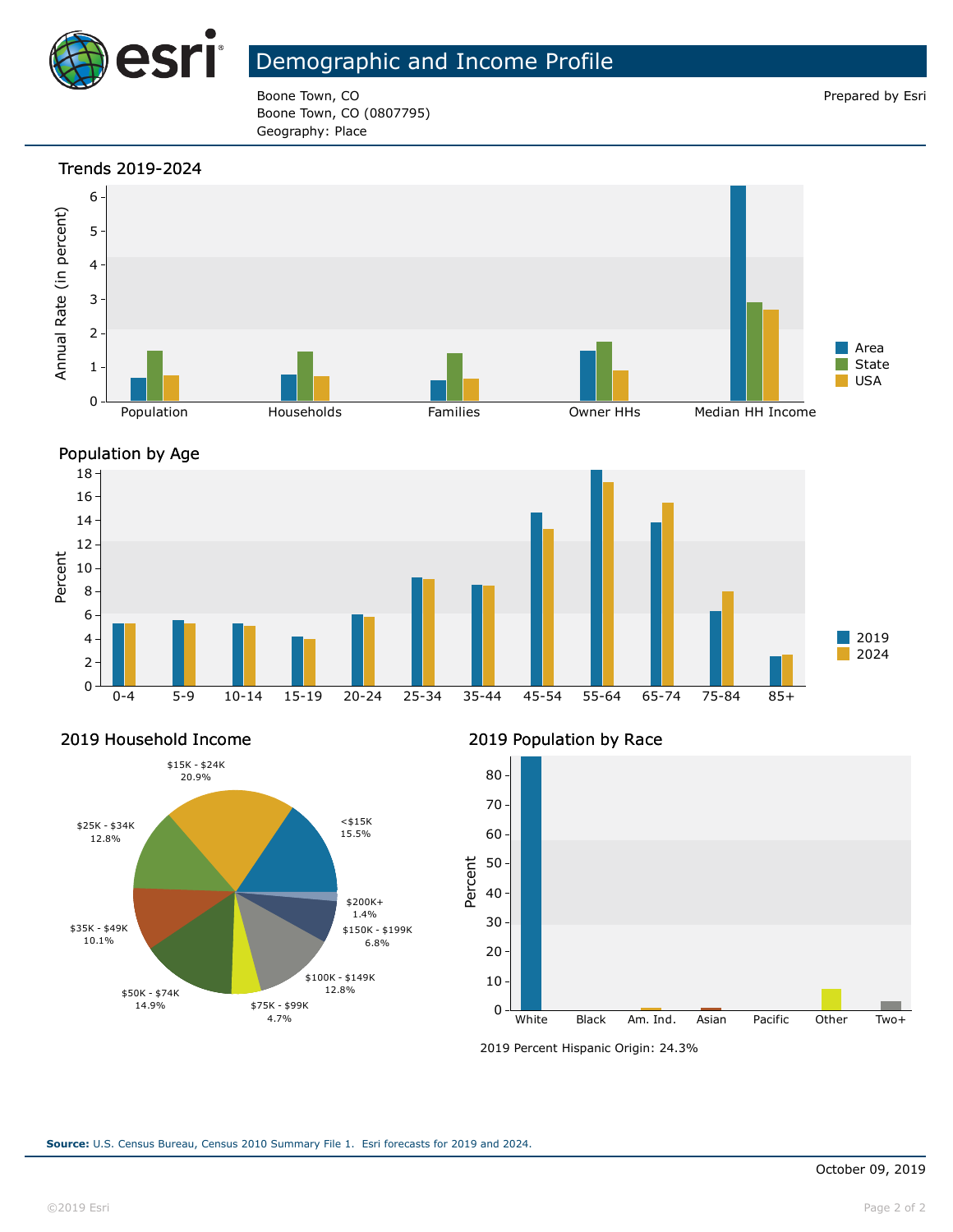# Demographic and Income Profile

Boone Town, CO
Boone Town, CO (0807795)
Geography: Place

Prepared by Esri

## Trends 2019-2024

Annual Rate (in percent)

0
1
2
3
4
5
6

Population
Households
Families
Owner HHs
Median HH Income

Area
State
USA

## Population by Age

Percent

0
2
4
6
8
10
12
14
16
18

0-4
5-9
10-14
15-19
20-24
25-34
35-44
45-54
55-64
65-74
75-84
85+

2019
2024

## 2019 Household Income

$15K - $24K
20.9%

<$15K
15.5%

$200K+
1.4%

$150K - $199K
6.8%

$100K - $149K
12.8%

$75K - $99K
4.7%

$50K - $74K
14.9%

$35K - $49K
10.1%

$25K - $34K
12.8%

## 2019 Population by Race

Percent

0
10
20
30
40
50
60
70
80

White
Black
Am. Ind.
Asian
Pacific
Other
Two+

2019 Percent Hispanic Origin: 24.3%

**Source:** U.S. Census Bureau, Census 2010 Summary File 1. Esri forecasts for 2019 and 2024.

October 09, 2019

©2019 Esri